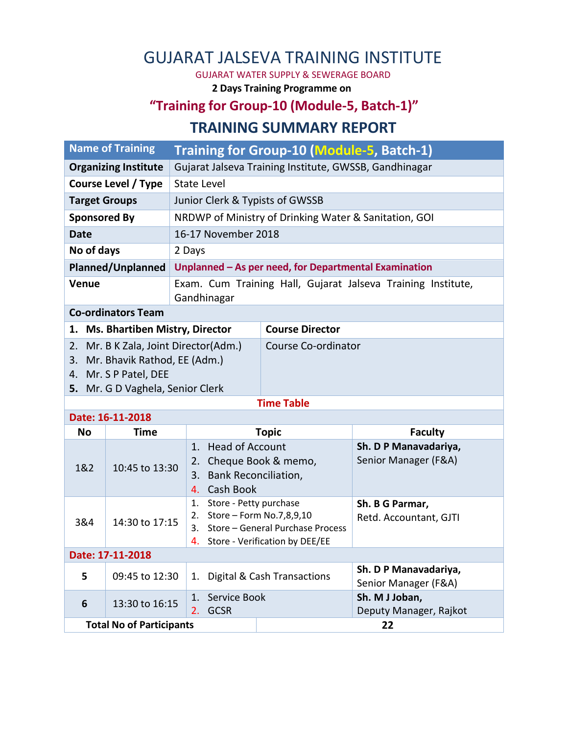# GUJARAT JALSEVA TRAINING INSTITUTE

GUJARAT WATER SUPPLY & SEWERAGE BOARD

**2 Days Training Programme on**

## "Training for Group-10 (Module-5, Batch-1)"

## TRAINING SUMMARY REPORT

| Name of Training | Training for Group-10 (Module-5, Batch-1) |
|---|---|
| **Organizing Institute** | Gujarat Jalseva Training Institute, GWSSB, Gandhinagar |
| **Course Level / Type** | State Level |
| **Target Groups** | Junior Clerk & Typists of GWSSB |
| **Sponsored By** | NRDWP of Ministry of Drinking Water & Sanitation, GOI |
| **Date** | 16-17 November 2018 |
| **No of days** | 2 Days |
| **Planned/Unplanned** | **Unplanned – As per need, for Departmental Examination** |
| **Venue** | Exam. Cum Training Hall, Gujarat Jalseva Training Institute, Gandhinagar |

**Co-ordinators Team**

| Name | Role |
|---|---|
| 1. **Ms. Bhartiben Mistry, Director** | **Course Director** |
| 2. Mr. B K Zala, Joint Director(Adm.)<br>3. Mr. Bhavik Rathod, EE (Adm.)<br>4. Mr. S P Patel, DEE<br>5. Mr. G D Vaghela, Senior Clerk | Course Co-ordinator |

**Time Table**

**Date: 16-11-2018**

| No | Time | Topic | Faculty |
|---|---|---|---|
| 1&2 | 10:45 to 13:30 | 1. Head of Account<br>2. Cheque Book & memo,<br>3. Bank Reconciliation,<br>4. Cash Book | **Sh. D P Manavadariya,**<br>Senior Manager (F&A) |
| 3&4 | 14:30 to 17:15 | 1. Store - Petty purchase<br>2. Store – Form No.7,8,9,10<br>3. Store – General Purchase Process<br>4. Store - Verification by DEE/EE | **Sh. B G Parmar,**<br>Retd. Accountant, GJTI |

**Date: 17-11-2018**

| No | Time | Topic | Faculty |
|---|---|---|---|
| **5** | 09:45 to 12:30 | 1. Digital & Cash Transactions | **Sh. D P Manavadariya,**<br>Senior Manager (F&A) |
| **6** | 13:30 to 16:15 | 1. Service Book<br>2. GCSR | **Sh. M J Joban,**<br>Deputy Manager, Rajkot |

| **Total No of Participants** | **22** |
|---|---|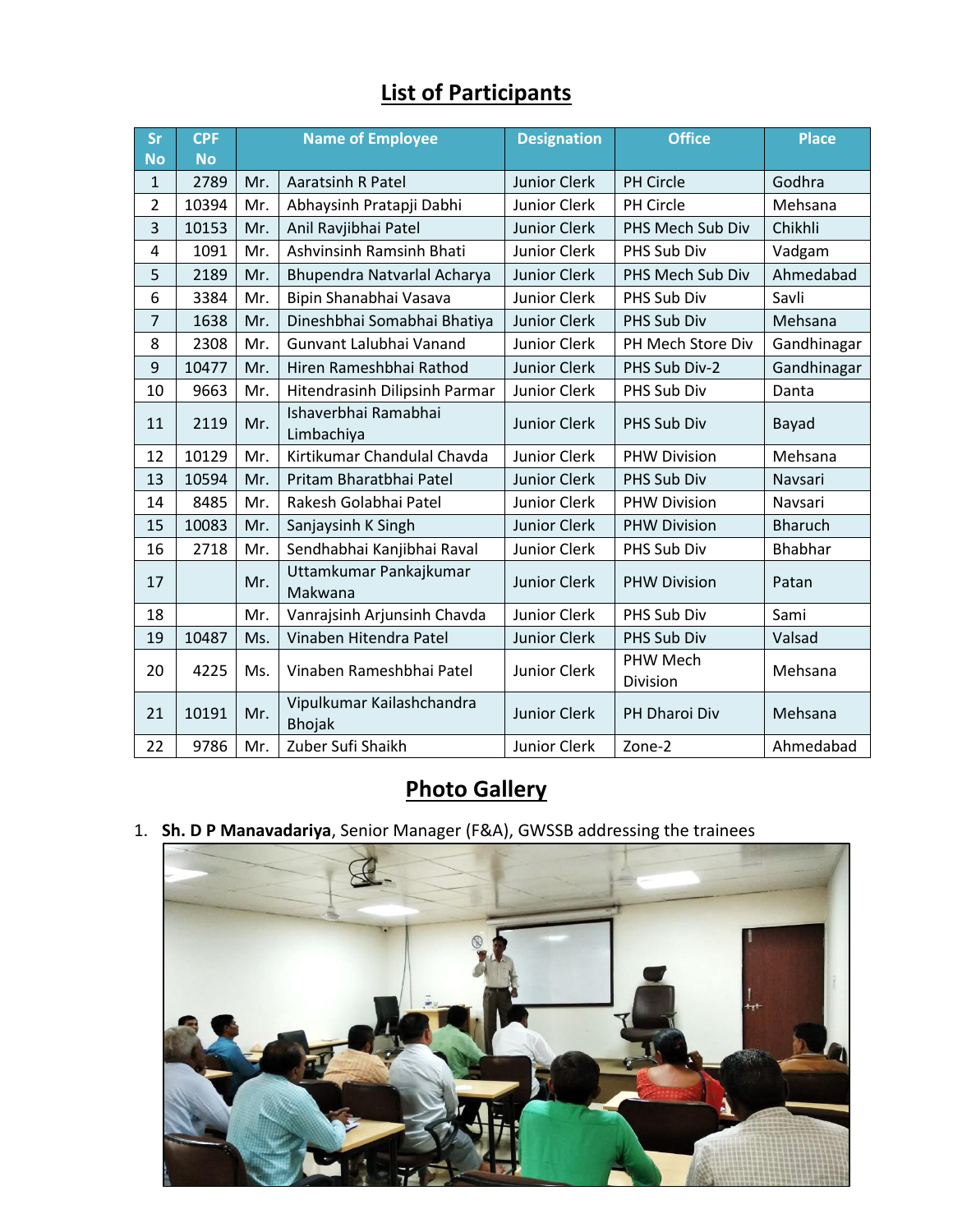# List of Participants

| Sr No | CPF No | Name of Employee | | Designation | Office | Place |
|---|---|---|---|---|---|---|
| 1 | 2789 | Mr. | Aaratsinh R Patel | Junior Clerk | PH Circle | Godhra |
| 2 | 10394 | Mr. | Abhaysinh Pratapji Dabhi | Junior Clerk | PH Circle | Mehsana |
| 3 | 10153 | Mr. | Anil Ravjibhai Patel | Junior Clerk | PHS Mech Sub Div | Chikhli |
| 4 | 1091 | Mr. | Ashvinsinh Ramsinh Bhati | Junior Clerk | PHS Sub Div | Vadgam |
| 5 | 2189 | Mr. | Bhupendra Natvarlal Acharya | Junior Clerk | PHS Mech Sub Div | Ahmedabad |
| 6 | 3384 | Mr. | Bipin Shanabhai Vasava | Junior Clerk | PHS Sub Div | Savli |
| 7 | 1638 | Mr. | Dineshbhai Somabhai Bhatiya | Junior Clerk | PHS Sub Div | Mehsana |
| 8 | 2308 | Mr. | Gunvant Lalubhai Vanand | Junior Clerk | PH Mech Store Div | Gandhinagar |
| 9 | 10477 | Mr. | Hiren Rameshbhai Rathod | Junior Clerk | PHS Sub Div-2 | Gandhinagar |
| 10 | 9663 | Mr. | Hitendrasinh Dilipsinh Parmar | Junior Clerk | PHS Sub Div | Danta |
| 11 | 2119 | Mr. | Ishaverbhai Ramabhai Limbachiya | Junior Clerk | PHS Sub Div | Bayad |
| 12 | 10129 | Mr. | Kirtikumar Chandulal Chavda | Junior Clerk | PHW Division | Mehsana |
| 13 | 10594 | Mr. | Pritam Bharatbhai Patel | Junior Clerk | PHS Sub Div | Navsari |
| 14 | 8485 | Mr. | Rakesh Golabhai Patel | Junior Clerk | PHW Division | Navsari |
| 15 | 10083 | Mr. | Sanjaysinh K Singh | Junior Clerk | PHW Division | Bharuch |
| 16 | 2718 | Mr. | Sendhabhai Kanjibhai Raval | Junior Clerk | PHS Sub Div | Bhabhar |
| 17 | | Mr. | Uttamkumar Pankajkumar Makwana | Junior Clerk | PHW Division | Patan |
| 18 | | Mr. | Vanrajsinh Arjunsinh Chavda | Junior Clerk | PHS Sub Div | Sami |
| 19 | 10487 | Ms. | Vinaben Hitendra Patel | Junior Clerk | PHS Sub Div | Valsad |
| 20 | 4225 | Ms. | Vinaben Rameshbhai Patel | Junior Clerk | PHW Mech Division | Mehsana |
| 21 | 10191 | Mr. | Vipulkumar Kailashchandra Bhojak | Junior Clerk | PH Dharoi Div | Mehsana |
| 22 | 9786 | Mr. | Zuber Sufi Shaikh | Junior Clerk | Zone-2 | Ahmedabad |

# Photo Gallery

1. **Sh. D P Manavadariya**, Senior Manager (F&A), GWSSB addressing the trainees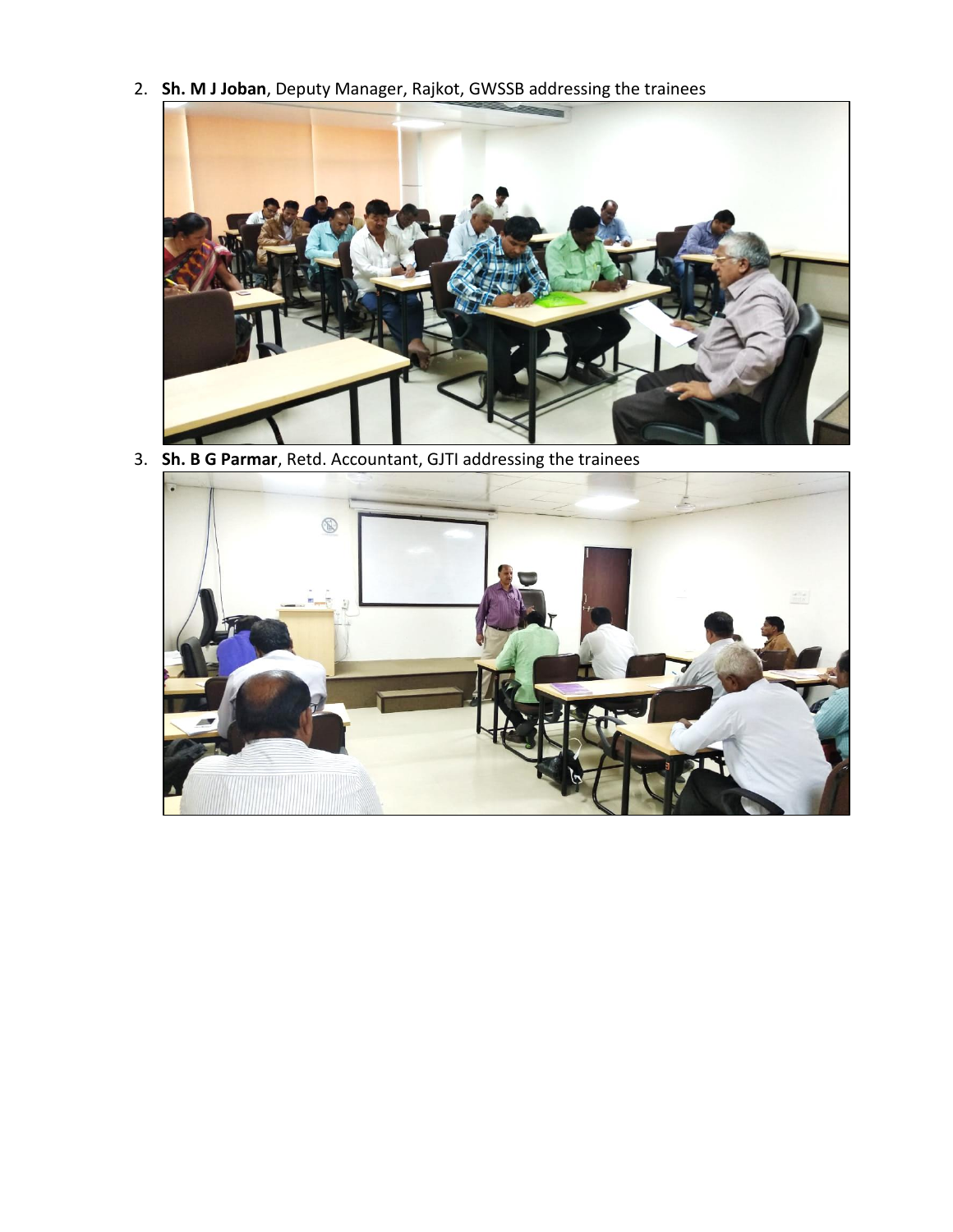2. **Sh. M J Joban**, Deputy Manager, Rajkot, GWSSB addressing the trainees

3. **Sh. B G Parmar**, Retd. Accountant, GJTI addressing the trainees